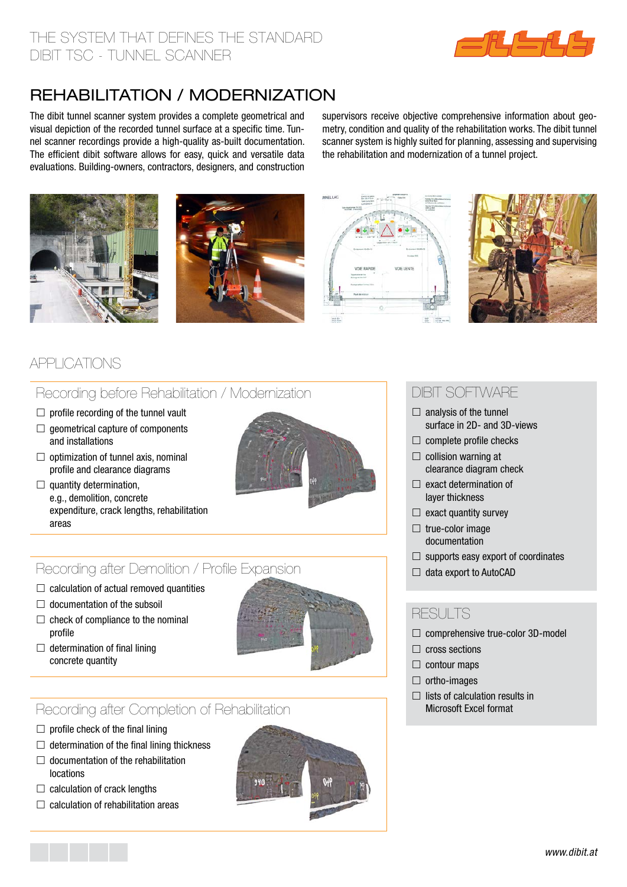THE SYSTEM THAT DEFINES THE STANDARD
DIBIT TSC - TUNNEL SCANNER

# REHABILITATION / MODERNIZATION

The dibit tunnel scanner system provides a complete geometrical and visual depiction of the recorded tunnel surface at a specific time. Tunnel scanner recordings provide a high-quality as-built documentation. The efficient dibit software allows for easy, quick and versatile data evaluations. Building-owners, contractors, designers, and construction supervisors receive objective comprehensive information about geometry, condition and quality of the rehabilitation works. The dibit tunnel scanner system is highly suited for planning, assessing and supervising the rehabilitation and modernization of a tunnel project.

## APPLICATIONS

### Recording before Rehabilitation / Modernization

- ☐ profile recording of the tunnel vault
- ☐ geometrical capture of components and installations
- ☐ optimization of tunnel axis, nominal profile and clearance diagrams
- ☐ quantity determination, e.g., demolition, concrete expenditure, crack lengths, rehabilitation areas

### Recording after Demolition / Profile Expansion

- ☐ calculation of actual removed quantities
- ☐ documentation of the subsoil
- ☐ check of compliance to the nominal profile
- ☐ determination of final lining concrete quantity

### Recording after Completion of Rehabilitation

- ☐ profile check of the final lining
- ☐ determination of the final lining thickness
- ☐ documentation of the rehabilitation locations
- ☐ calculation of crack lengths
- ☐ calculation of rehabilitation areas

## DIBIT SOFTWARE

- ☐ analysis of the tunnel surface in 2D- and 3D-views
- ☐ complete profile checks
- ☐ collision warning at clearance diagram check
- ☐ exact determination of layer thickness
- ☐ exact quantity survey
- ☐ true-color image documentation
- ☐ supports easy export of coordinates
- ☐ data export to AutoCAD

## RESULTS

- ☐ comprehensive true-color 3D-model
- ☐ cross sections
- ☐ contour maps
- ☐ ortho-images
- ☐ lists of calculation results in Microsoft Excel format

*www.dibit.at*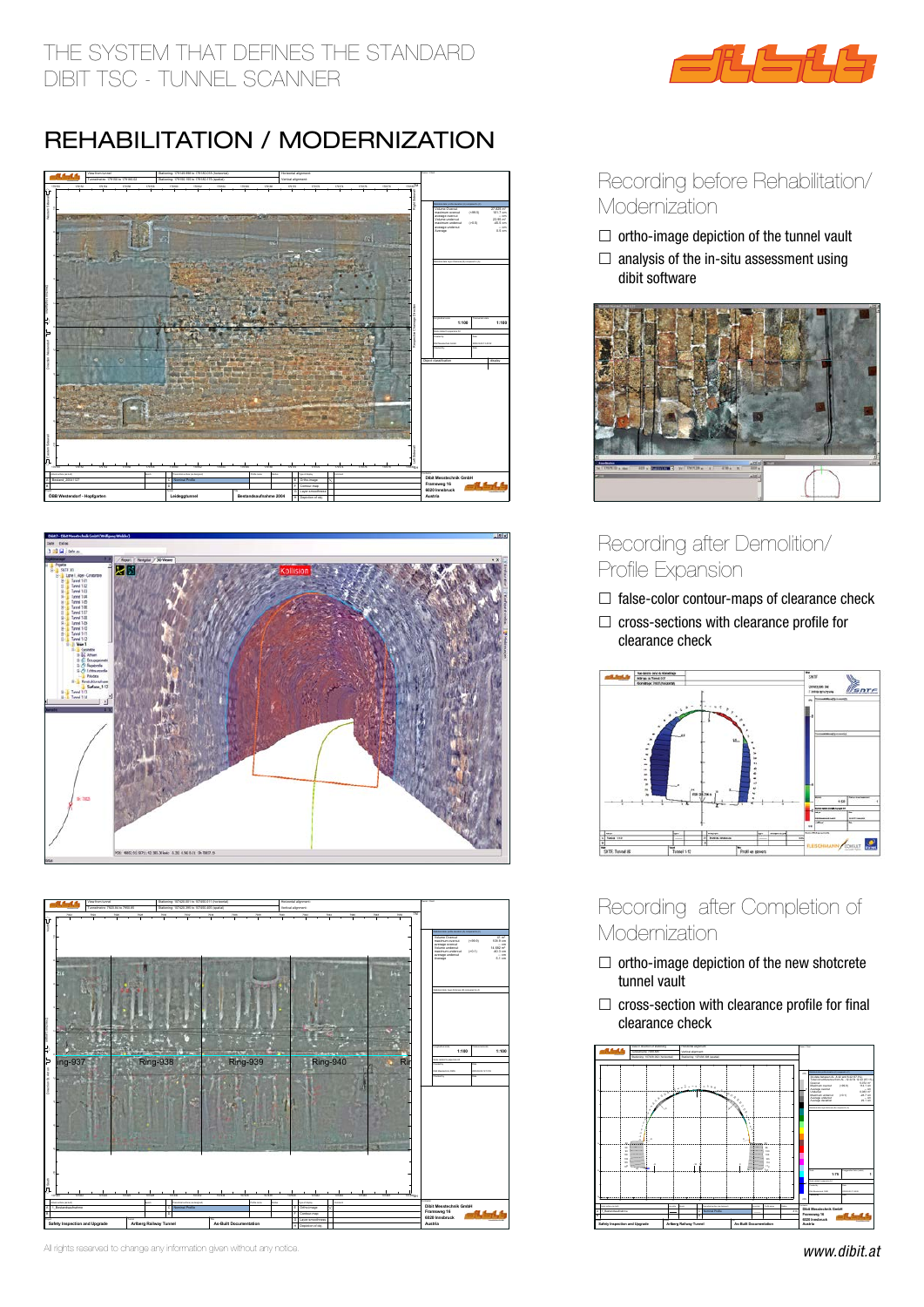THE SYSTEM THAT DEFINES THE STANDARD
DIBIT TSC - TUNNEL SCANNER

# REHABILITATION / MODERNIZATION

## Recording before Rehabilitation/ Modernization

- ☐ ortho-image depiction of the tunnel vault
- ☐ analysis of the in-situ assessment using dibit software

## Recording after Demolition/ Profile Expansion

- ☐ false-color contour-maps of clearance check
- ☐ cross-sections with clearance profile for clearance check

## Recording after Completion of Modernization

- ☐ ortho-image depiction of the new shotcrete tunnel vault
- ☐ cross-section with clearance profile for final clearance check

All rights reserved to change any information given without any notice.

www.dibit.at